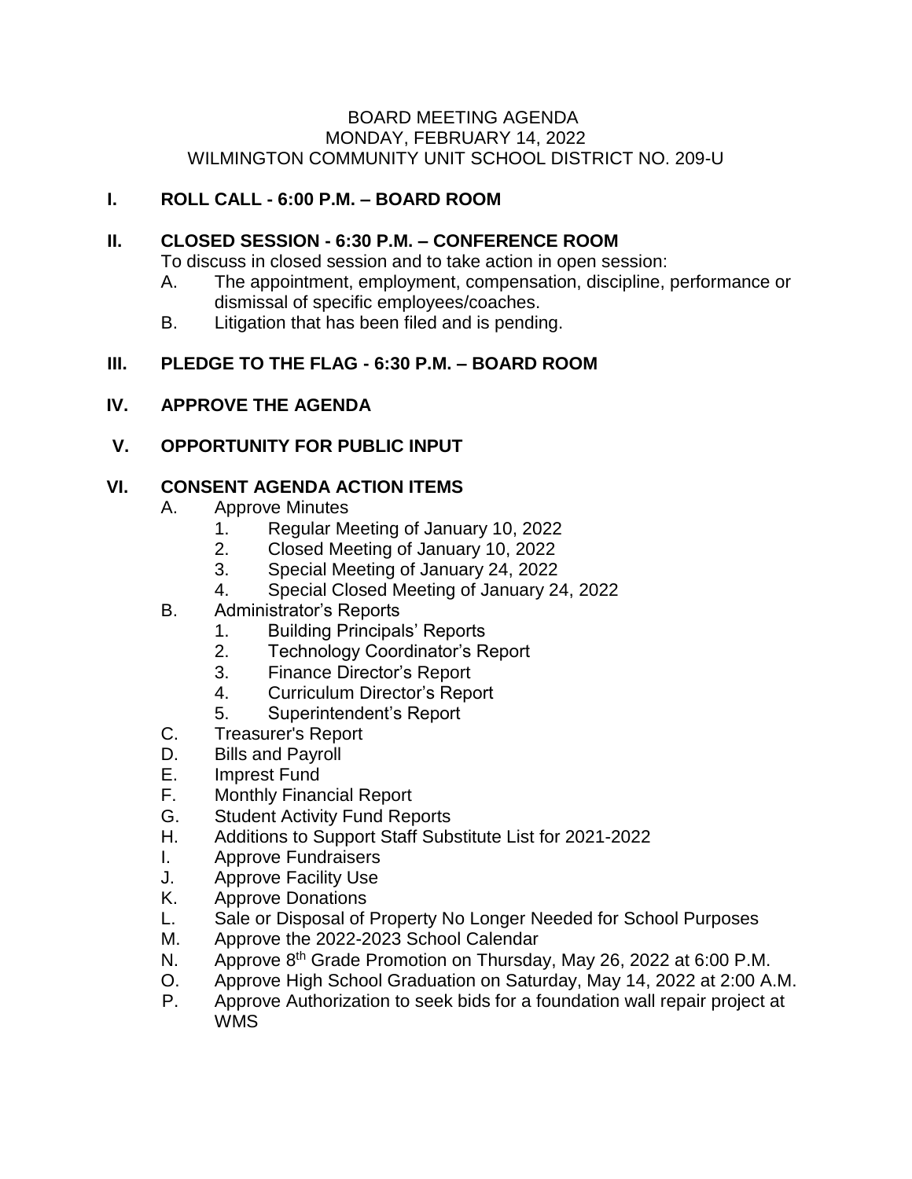BOARD MEETING AGENDA
MONDAY, FEBRUARY 14, 2022
WILMINGTON COMMUNITY UNIT SCHOOL DISTRICT NO. 209-U

## I. ROLL CALL - 6:00 P.M. – BOARD ROOM

## II. CLOSED SESSION - 6:30 P.M. – CONFERENCE ROOM

To discuss in closed session and to take action in open session:

- A. The appointment, employment, compensation, discipline, performance or dismissal of specific employees/coaches.
- B. Litigation that has been filed and is pending.

## III. PLEDGE TO THE FLAG - 6:30 P.M. – BOARD ROOM

## IV. APPROVE THE AGENDA

## V. OPPORTUNITY FOR PUBLIC INPUT

## VI. CONSENT AGENDA ACTION ITEMS

- A. Approve Minutes
  1. Regular Meeting of January 10, 2022
  2. Closed Meeting of January 10, 2022
  3. Special Meeting of January 24, 2022
  4. Special Closed Meeting of January 24, 2022
- B. Administrator's Reports
  1. Building Principals' Reports
  2. Technology Coordinator's Report
  3. Finance Director's Report
  4. Curriculum Director's Report
  5. Superintendent's Report
- C. Treasurer's Report
- D. Bills and Payroll
- E. Imprest Fund
- F. Monthly Financial Report
- G. Student Activity Fund Reports
- H. Additions to Support Staff Substitute List for 2021-2022
- I. Approve Fundraisers
- J. Approve Facility Use
- K. Approve Donations
- L. Sale or Disposal of Property No Longer Needed for School Purposes
- M. Approve the 2022-2023 School Calendar
- N. Approve 8th Grade Promotion on Thursday, May 26, 2022 at 6:00 P.M.
- O. Approve High School Graduation on Saturday, May 14, 2022 at 2:00 A.M.
- P. Approve Authorization to seek bids for a foundation wall repair project at WMS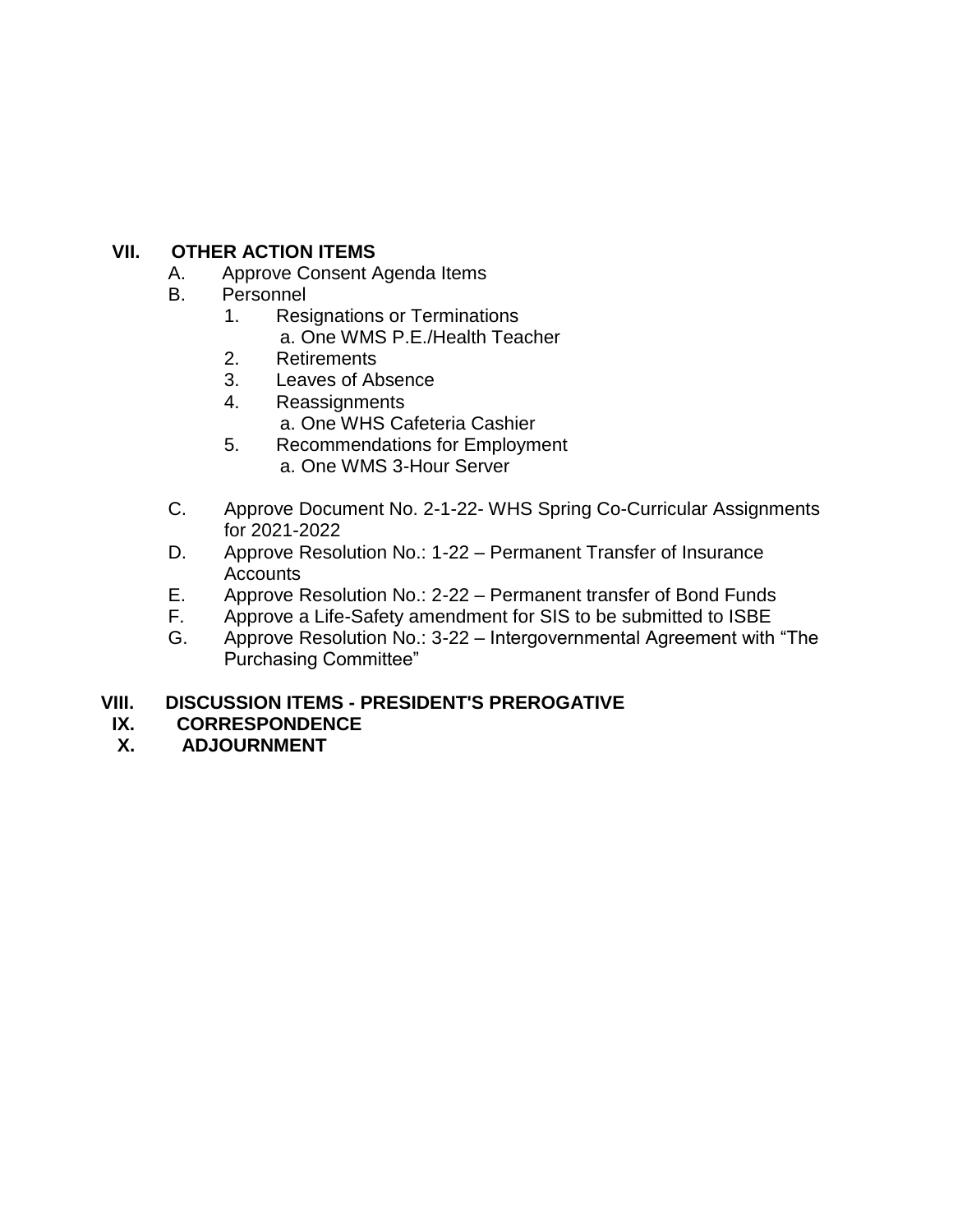**VII. OTHER ACTION ITEMS**

A. Approve Consent Agenda Items

B. Personnel

   1. Resignations or Terminations
      a. One WMS P.E./Health Teacher
   2. Retirements
   3. Leaves of Absence
   4. Reassignments
      a. One WHS Cafeteria Cashier
   5. Recommendations for Employment
      a. One WMS 3-Hour Server

C. Approve Document No. 2-1-22- WHS Spring Co-Curricular Assignments for 2021-2022

D. Approve Resolution No.: 1-22 – Permanent Transfer of Insurance Accounts

E. Approve Resolution No.: 2-22 – Permanent transfer of Bond Funds

F. Approve a Life-Safety amendment for SIS to be submitted to ISBE

G. Approve Resolution No.: 3-22 – Intergovernmental Agreement with "The Purchasing Committee"

**VIII. DISCUSSION ITEMS - PRESIDENT'S PREROGATIVE**

**IX. CORRESPONDENCE**

**X. ADJOURNMENT**